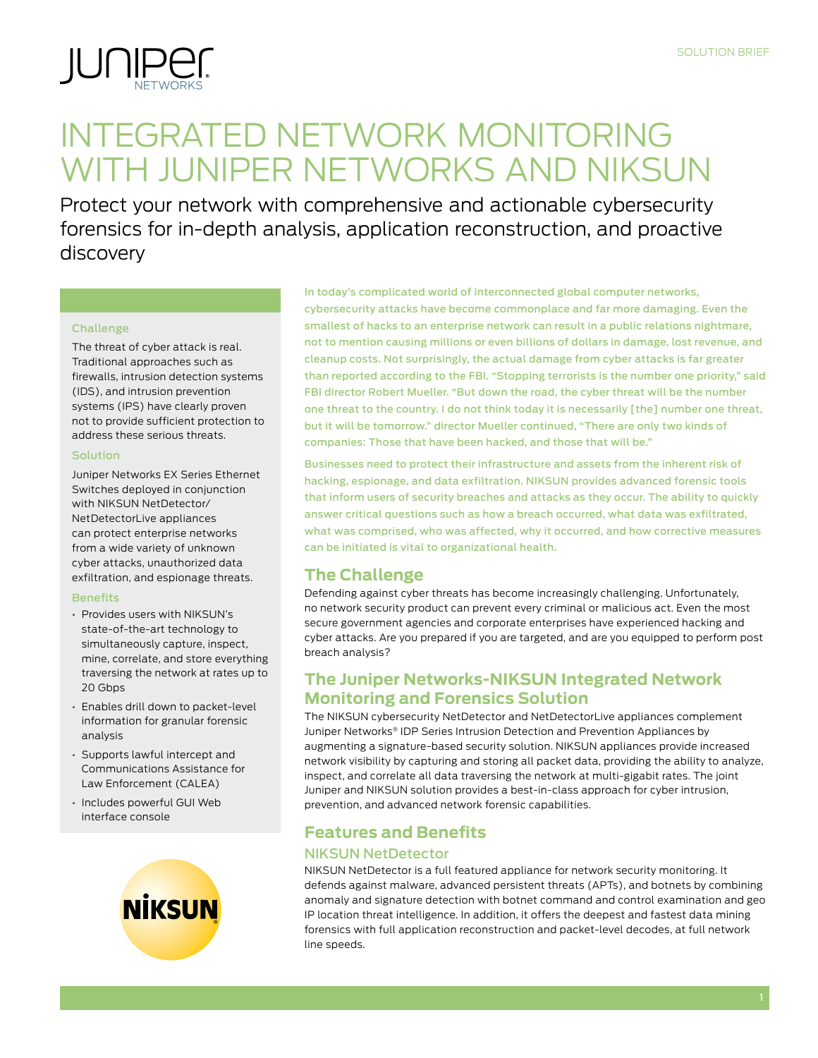SOLUTION BRIEF

# INTEGRATED NETWORK MONITORING WITH JUNIPER NETWORKS AND NIKSUN

Protect your network with comprehensive and actionable cybersecurity forensics for in-depth analysis, application reconstruction, and proactive discovery

### Challenge

The threat of cyber attack is real. Traditional approaches such as firewalls, intrusion detection systems (IDS), and intrusion prevention systems (IPS) have clearly proven not to provide sufficient protection to address these serious threats.

### Solution

Juniper Networks EX Series Ethernet Switches deployed in conjunction with NIKSUN NetDetector/ NetDetectorLive appliances can protect enterprise networks from a wide variety of unknown cyber attacks, unauthorized data exfiltration, and espionage threats.

### Benefits

- Provides users with NIKSUN's state-of-the-art technology to simultaneously capture, inspect, mine, correlate, and store everything traversing the network at rates up to 20 Gbps
- Enables drill down to packet-level information for granular forensic analysis
- Supports lawful intercept and Communications Assistance for Law Enforcement (CALEA)
- Includes powerful GUI Web interface console

In today's complicated world of interconnected global computer networks, cybersecurity attacks have become commonplace and far more damaging. Even the smallest of hacks to an enterprise network can result in a public relations nightmare, not to mention causing millions or even billions of dollars in damage, lost revenue, and cleanup costs. Not surprisingly, the actual damage from cyber attacks is far greater than reported according to the FBI. "Stopping terrorists is the number one priority," said FBI director Robert Mueller. "But down the road, the cyber threat will be the number one threat to the country. I do not think today it is necessarily [the] number one threat, but it will be tomorrow." director Mueller continued, "There are only two kinds of companies: Those that have been hacked, and those that will be."

Businesses need to protect their infrastructure and assets from the inherent risk of hacking, espionage, and data exfiltration. NIKSUN provides advanced forensic tools that inform users of security breaches and attacks as they occur. The ability to quickly answer critical questions such as how a breach occurred, what data was exfiltrated, what was comprised, who was affected, why it occurred, and how corrective measures can be initiated is vital to organizational health.

## The Challenge

Defending against cyber threats has become increasingly challenging. Unfortunately, no network security product can prevent every criminal or malicious act. Even the most secure government agencies and corporate enterprises have experienced hacking and cyber attacks. Are you prepared if you are targeted, and are you equipped to perform post breach analysis?

## The Juniper Networks-NIKSUN Integrated Network Monitoring and Forensics Solution

The NIKSUN cybersecurity NetDetector and NetDetectorLive appliances complement Juniper Networks® IDP Series Intrusion Detection and Prevention Appliances by augmenting a signature-based security solution. NIKSUN appliances provide increased network visibility by capturing and storing all packet data, providing the ability to analyze, inspect, and correlate all data traversing the network at multi-gigabit rates. The joint Juniper and NIKSUN solution provides a best-in-class approach for cyber intrusion, prevention, and advanced network forensic capabilities.

## Features and Benefits

### NIKSUN NetDetector

NIKSUN NetDetector is a full featured appliance for network security monitoring. It defends against malware, advanced persistent threats (APTs), and botnets by combining anomaly and signature detection with botnet command and control examination and geo IP location threat intelligence. In addition, it offers the deepest and fastest data mining forensics with full application reconstruction and packet-level decodes, at full network line speeds.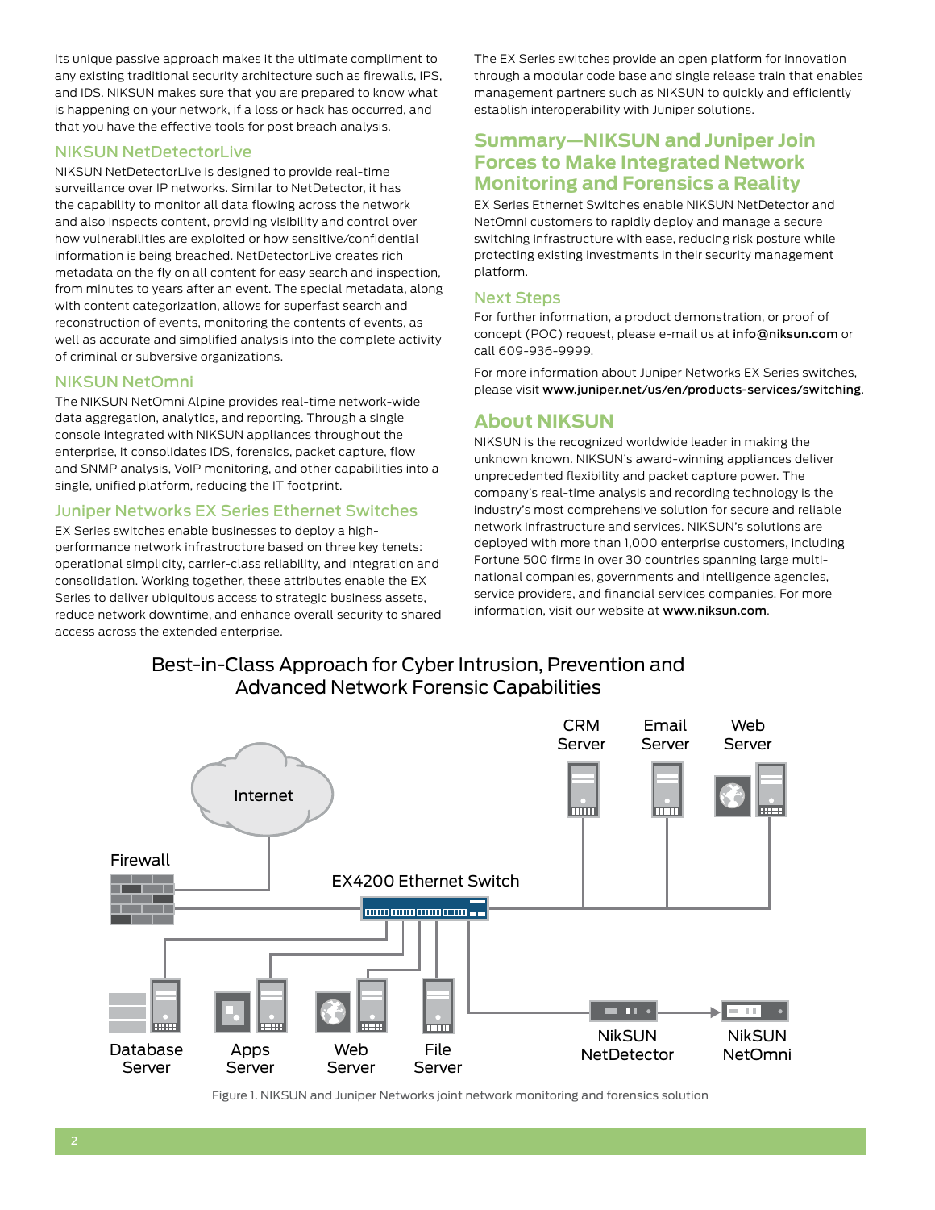Its unique passive approach makes it the ultimate compliment to any existing traditional security architecture such as firewalls, IPS, and IDS. NIKSUN makes sure that you are prepared to know what is happening on your network, if a loss or hack has occurred, and that you have the effective tools for post breach analysis.

### NIKSUN NetDetectorLive

NIKSUN NetDetectorLive is designed to provide real-time surveillance over IP networks. Similar to NetDetector, it has the capability to monitor all data flowing across the network and also inspects content, providing visibility and control over how vulnerabilities are exploited or how sensitive/confidential information is being breached. NetDetectorLive creates rich metadata on the fly on all content for easy search and inspection, from minutes to years after an event. The special metadata, along with content categorization, allows for superfast search and reconstruction of events, monitoring the contents of events, as well as accurate and simplified analysis into the complete activity of criminal or subversive organizations.

### NIKSUN NetOmni

The NIKSUN NetOmni Alpine provides real-time network-wide data aggregation, analytics, and reporting. Through a single console integrated with NIKSUN appliances throughout the enterprise, it consolidates IDS, forensics, packet capture, flow and SNMP analysis, VoIP monitoring, and other capabilities into a single, unified platform, reducing the IT footprint.

### Juniper Networks EX Series Ethernet Switches

EX Series switches enable businesses to deploy a high-performance network infrastructure based on three key tenets: operational simplicity, carrier-class reliability, and integration and consolidation. Working together, these attributes enable the EX Series to deliver ubiquitous access to strategic business assets, reduce network downtime, and enhance overall security to shared access across the extended enterprise.

The EX Series switches provide an open platform for innovation through a modular code base and single release train that enables management partners such as NIKSUN to quickly and efficiently establish interoperability with Juniper solutions.

## Summary—NIKSUN and Juniper Join Forces to Make Integrated Network Monitoring and Forensics a Reality

EX Series Ethernet Switches enable NIKSUN NetDetector and NetOmni customers to rapidly deploy and manage a secure switching infrastructure with ease, reducing risk posture while protecting existing investments in their security management platform.

### Next Steps

For further information, a product demonstration, or proof of concept (POC) request, please e-mail us at **info@niksun.com** or call 609-936-9999.

For more information about Juniper Networks EX Series switches, please visit **www.juniper.net/us/en/products-services/switching**.

## About NIKSUN

NIKSUN is the recognized worldwide leader in making the unknown known. NIKSUN's award-winning appliances deliver unprecedented flexibility and packet capture power. The company's real-time analysis and recording technology is the industry's most comprehensive solution for secure and reliable network infrastructure and services. NIKSUN's solutions are deployed with more than 1,000 enterprise customers, including Fortune 500 firms in over 30 countries spanning large multi-national companies, governments and intelligence agencies, service providers, and financial services companies. For more information, visit our website at **www.niksun.com**.

Best-in-Class Approach for Cyber Intrusion, Prevention and Advanced Network Forensic Capabilities

Internet, Firewall, EX4200 Ethernet Switch, CRM Server, Email Server, Web Server, Database Server, Apps Server, Web Server, File Server, NikSUN NetDetector, NikSUN NetOmni

Figure 1. NIKSUN and Juniper Networks joint network monitoring and forensics solution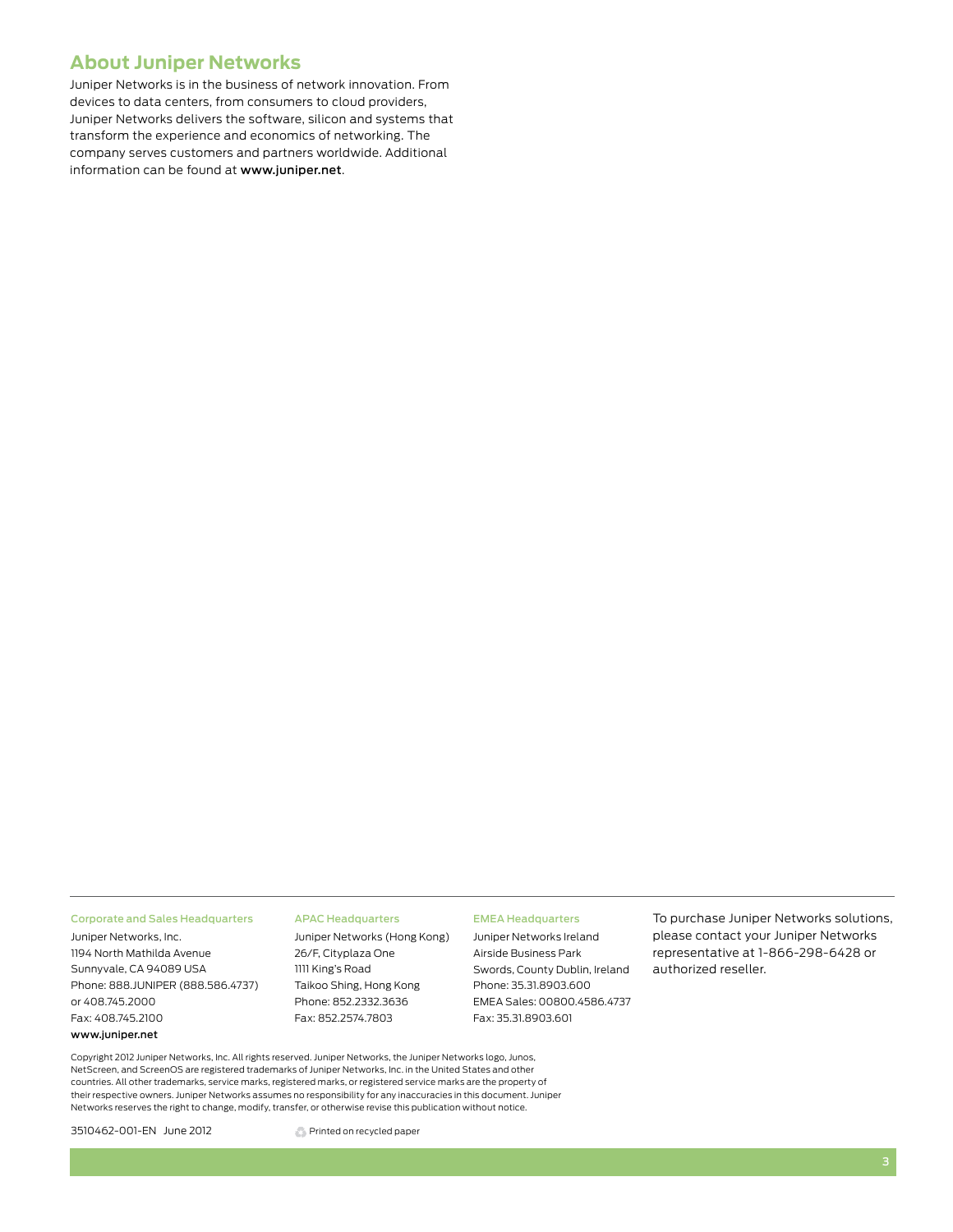## About Juniper Networks

Juniper Networks is in the business of network innovation. From devices to data centers, from consumers to cloud providers, Juniper Networks delivers the software, silicon and systems that transform the experience and economics of networking. The company serves customers and partners worldwide. Additional information can be found at **www.juniper.net**.

**Corporate and Sales Headquarters**
Juniper Networks, Inc.
1194 North Mathilda Avenue
Sunnyvale, CA 94089 USA
Phone: 888.JUNIPER (888.586.4737)
or 408.745.2000
Fax: 408.745.2100
**www.juniper.net**

**APAC Headquarters**
Juniper Networks (Hong Kong)
26/F, Cityplaza One
1111 King's Road
Taikoo Shing, Hong Kong
Phone: 852.2332.3636
Fax: 852.2574.7803

**EMEA Headquarters**
Juniper Networks Ireland
Airside Business Park
Swords, County Dublin, Ireland
Phone: 35.31.8903.600
EMEA Sales: 00800.4586.4737
Fax: 35.31.8903.601

To purchase Juniper Networks solutions, please contact your Juniper Networks representative at 1-866-298-6428 or authorized reseller.

Copyright 2012 Juniper Networks, Inc. All rights reserved. Juniper Networks, the Juniper Networks logo, Junos, NetScreen, and ScreenOS are registered trademarks of Juniper Networks, Inc. in the United States and other countries. All other trademarks, service marks, registered marks, or registered service marks are the property of their respective owners. Juniper Networks assumes no responsibility for any inaccuracies in this document. Juniper Networks reserves the right to change, modify, transfer, or otherwise revise this publication without notice.

3510462-001-EN June 2012

Printed on recycled paper